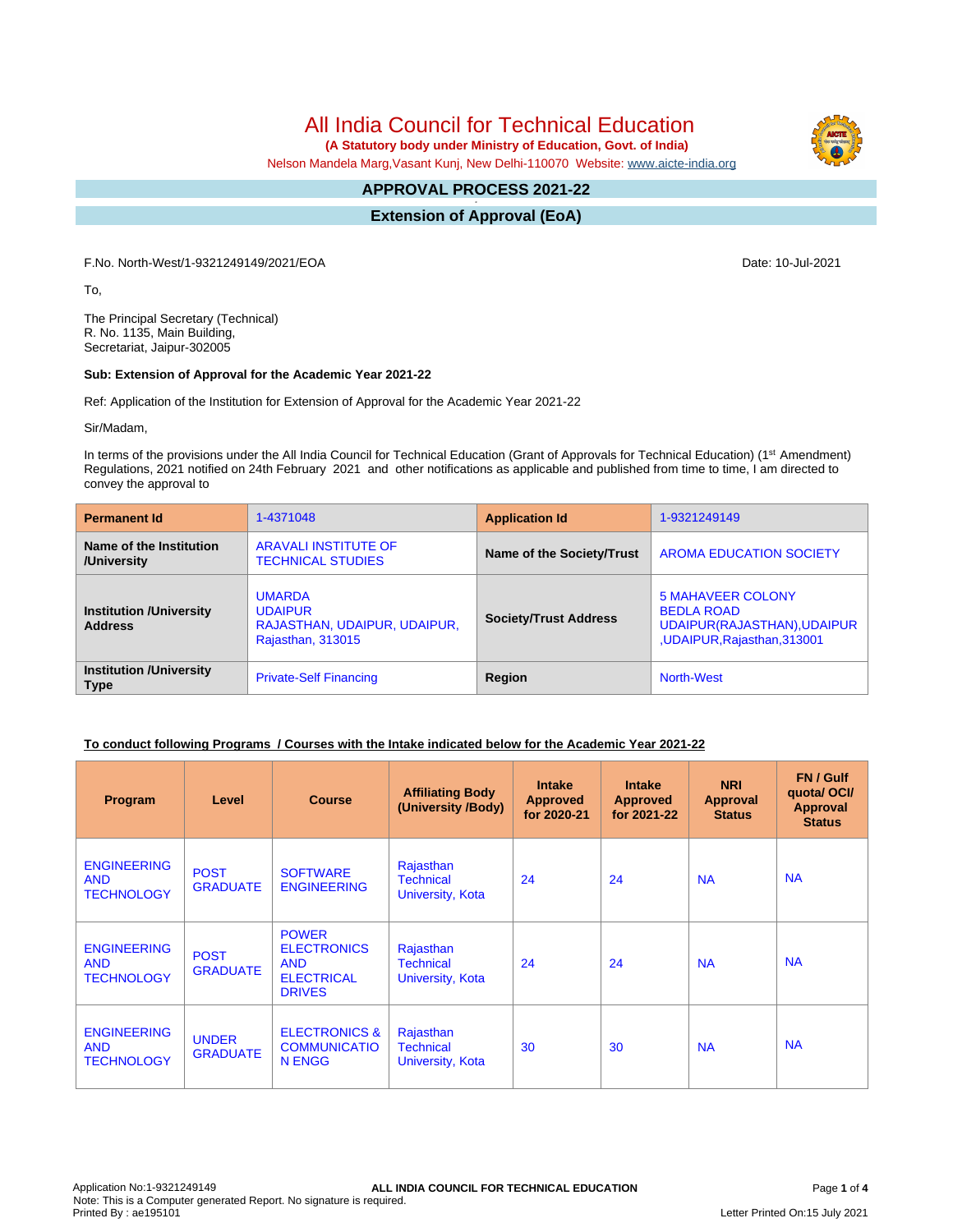# All India Council for Technical Education

**(A Statutory body under Ministry of Education, Govt. of India)**

Nelson Mandela Marg,Vasant Kunj, New Delhi-110070 Website: www.aicte-india.org

## APPROVAL PROCESS 2021-22

## Extension of Approval (EoA)

F.No. North-West/1-9321249149/2021/EOA

Date: 10-Jul-2021

To,

The Principal Secretary (Technical)
R. No. 1135, Main Building,
Secretariat, Jaipur-302005

**Sub: Extension of Approval for the Academic Year 2021-22**

Ref: Application of the Institution for Extension of Approval for the Academic Year 2021-22

Sir/Madam,

In terms of the provisions under the All India Council for Technical Education (Grant of Approvals for Technical Education) (1st Amendment) Regulations, 2021 notified on 24th February 2021 and other notifications as applicable and published from time to time, I am directed to convey the approval to

| **Permanent Id** | 1-4371048 | **Application Id** | 1-9321249149 |
|---|---|---|---|
| **Name of the Institution /University** | ARAVALI INSTITUTE OF TECHNICAL STUDIES | **Name of the Society/Trust** | AROMA EDUCATION SOCIETY |
| **Institution /University Address** | UMARDA UDAIPUR RAJASTHAN, UDAIPUR, UDAIPUR, Rajasthan, 313015 | **Society/Trust Address** | 5 MAHAVEER COLONY BEDLA ROAD UDAIPUR(RAJASTHAN),UDAIPUR ,UDAIPUR,Rajasthan,313001 |
| **Institution /University Type** | Private-Self Financing | **Region** | North-West |

**To conduct following Programs / Courses with the Intake indicated below for the Academic Year 2021-22**

| Program | Level | Course | Affiliating Body (University /Body) | Intake Approved for 2020-21 | Intake Approved for 2021-22 | NRI Approval Status | FN / Gulf quota/ OCI/ Approval Status |
|---|---|---|---|---|---|---|---|
| ENGINEERING AND TECHNOLOGY | POST GRADUATE | SOFTWARE ENGINEERING | Rajasthan Technical University, Kota | 24 | 24 | NA | NA |
| ENGINEERING AND TECHNOLOGY | POST GRADUATE | POWER ELECTRONICS AND ELECTRICAL DRIVES | Rajasthan Technical University, Kota | 24 | 24 | NA | NA |
| ENGINEERING AND TECHNOLOGY | UNDER GRADUATE | ELECTRONICS & COMMUNICATION ENGG | Rajasthan Technical University, Kota | 30 | 30 | NA | NA |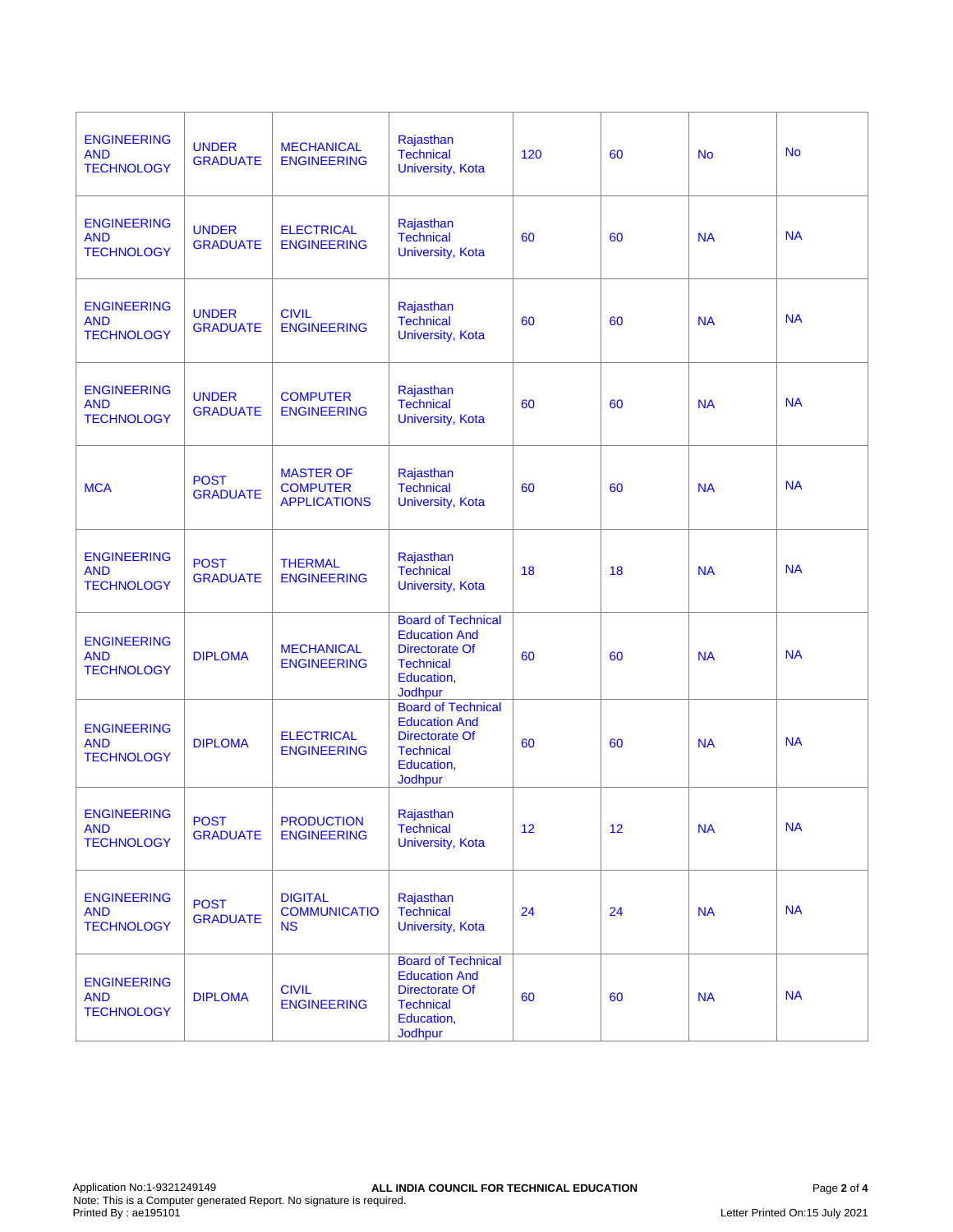| | | | | | | | |
|---|---|---|---|---|---|---|---|
| ENGINEERING AND TECHNOLOGY | UNDER GRADUATE | MECHANICAL ENGINEERING | Rajasthan Technical University, Kota | 120 | 60 | No | No |
| ENGINEERING AND TECHNOLOGY | UNDER GRADUATE | ELECTRICAL ENGINEERING | Rajasthan Technical University, Kota | 60 | 60 | NA | NA |
| ENGINEERING AND TECHNOLOGY | UNDER GRADUATE | CIVIL ENGINEERING | Rajasthan Technical University, Kota | 60 | 60 | NA | NA |
| ENGINEERING AND TECHNOLOGY | UNDER GRADUATE | COMPUTER ENGINEERING | Rajasthan Technical University, Kota | 60 | 60 | NA | NA |
| MCA | POST GRADUATE | MASTER OF COMPUTER APPLICATIONS | Rajasthan Technical University, Kota | 60 | 60 | NA | NA |
| ENGINEERING AND TECHNOLOGY | POST GRADUATE | THERMAL ENGINEERING | Rajasthan Technical University, Kota | 18 | 18 | NA | NA |
| ENGINEERING AND TECHNOLOGY | DIPLOMA | MECHANICAL ENGINEERING | Board of Technical Education And Directorate Of Technical Education, Jodhpur | 60 | 60 | NA | NA |
| ENGINEERING AND TECHNOLOGY | DIPLOMA | ELECTRICAL ENGINEERING | Board of Technical Education And Directorate Of Technical Education, Jodhpur | 60 | 60 | NA | NA |
| ENGINEERING AND TECHNOLOGY | POST GRADUATE | PRODUCTION ENGINEERING | Rajasthan Technical University, Kota | 12 | 12 | NA | NA |
| ENGINEERING AND TECHNOLOGY | POST GRADUATE | DIGITAL COMMUNICATIONS | Rajasthan Technical University, Kota | 24 | 24 | NA | NA |
| ENGINEERING AND TECHNOLOGY | DIPLOMA | CIVIL ENGINEERING | Board of Technical Education And Directorate Of Technical Education, Jodhpur | 60 | 60 | NA | NA |

Application No:1-9321249149
Note: This is a Computer generated Report. No signature is required.
Printed By : ae195101

ALL INDIA COUNCIL FOR TECHNICAL EDUCATION

Letter Printed On:15 July 2021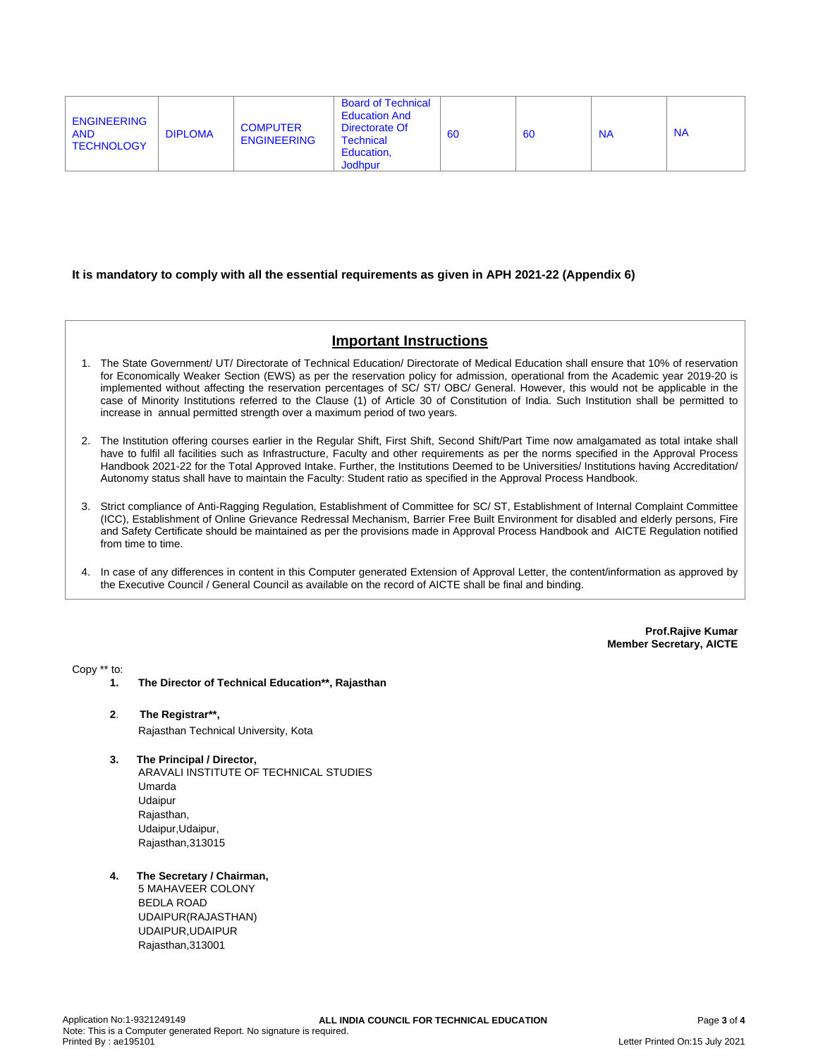| ENGINEERING AND TECHNOLOGY | DIPLOMA | COMPUTER ENGINEERING | Board of Technical Education And Directorate Of Technical Education, Jodhpur | 60 | 60 | NA | NA |
|---|---|---|---|---|---|---|---|

**It is mandatory to comply with all the essential requirements as given in APH 2021-22 (Appendix 6)**

## Important Instructions

1. The State Government/ UT/ Directorate of Technical Education/ Directorate of Medical Education shall ensure that 10% of reservation for Economically Weaker Section (EWS) as per the reservation policy for admission, operational from the Academic year 2019-20 is implemented without affecting the reservation percentages of SC/ ST/ OBC/ General. However, this would not be applicable in the case of Minority Institutions referred to the Clause (1) of Article 30 of Constitution of India. Such Institution shall be permitted to increase in annual permitted strength over a maximum period of two years.

2. The Institution offering courses earlier in the Regular Shift, First Shift, Second Shift/Part Time now amalgamated as total intake shall have to fulfil all facilities such as Infrastructure, Faculty and other requirements as per the norms specified in the Approval Process Handbook 2021-22 for the Total Approved Intake. Further, the Institutions Deemed to be Universities/ Institutions having Accreditation/ Autonomy status shall have to maintain the Faculty: Student ratio as specified in the Approval Process Handbook.

3. Strict compliance of Anti-Ragging Regulation, Establishment of Committee for SC/ ST, Establishment of Internal Complaint Committee (ICC), Establishment of Online Grievance Redressal Mechanism, Barrier Free Built Environment for disabled and elderly persons, Fire and Safety Certificate should be maintained as per the provisions made in Approval Process Handbook and AICTE Regulation notified from time to time.

4. In case of any differences in content in this Computer generated Extension of Approval Letter, the content/information as approved by the Executive Council / General Council as available on the record of AICTE shall be final and binding.

**Prof.Rajive Kumar**
**Member Secretary, AICTE**

Copy ** to:

1. **The Director of Technical Education**, Rajasthan**

2. **The Registrar**,**
   Rajasthan Technical University, Kota

3. **The Principal / Director,**
   ARAVALI INSTITUTE OF TECHNICAL STUDIES
   Umarda
   Udaipur
   Rajasthan,
   Udaipur,Udaipur,
   Rajasthan,313015

4. **The Secretary / Chairman,**
   5 MAHAVEER COLONY
   BEDLA ROAD
   UDAIPUR(RAJASTHAN)
   UDAIPUR,UDAIPUR
   Rajasthan,313001

Application No:1-9321249149
Note: This is a Computer generated Report. No signature is required.
Printed By : ae195101
Letter Printed On:15 July 2021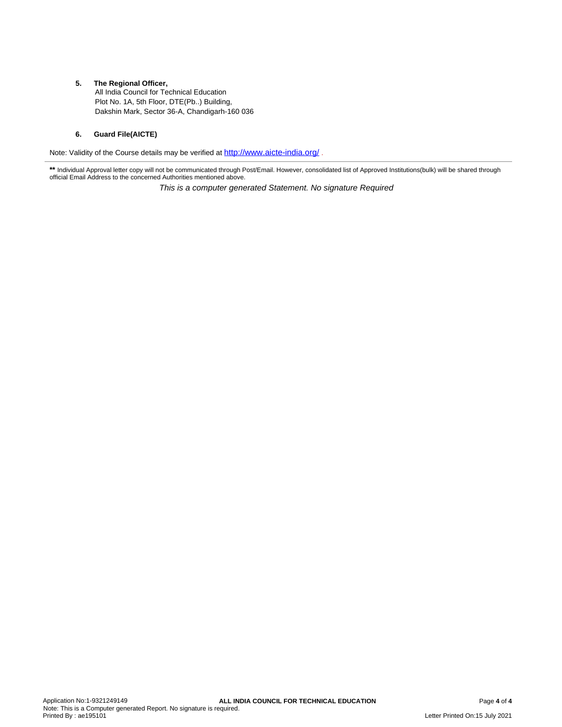5. **The Regional Officer,**
   All India Council for Technical Education
   Plot No. 1A, 5th Floor, DTE(Pb..) Building,
   Dakshin Mark, Sector 36-A, Chandigarh-160 036

6. **Guard File(AICTE)**

Note: Validity of the Course details may be verified at http://www.aicte-india.org/ .

---

**\*\*** Individual Approval letter copy will not be communicated through Post/Email. However, consolidated list of Approved Institutions(bulk) will be shared through official Email Address to the concerned Authorities mentioned above.

*This is a computer generated Statement. No signature Required*

Application No:1-9321249149

**ALL INDIA COUNCIL FOR TECHNICAL EDUCATION**

Note: This is a Computer generated Report. No signature is required.

Printed By : ae195101

Letter Printed On:15 July 2021